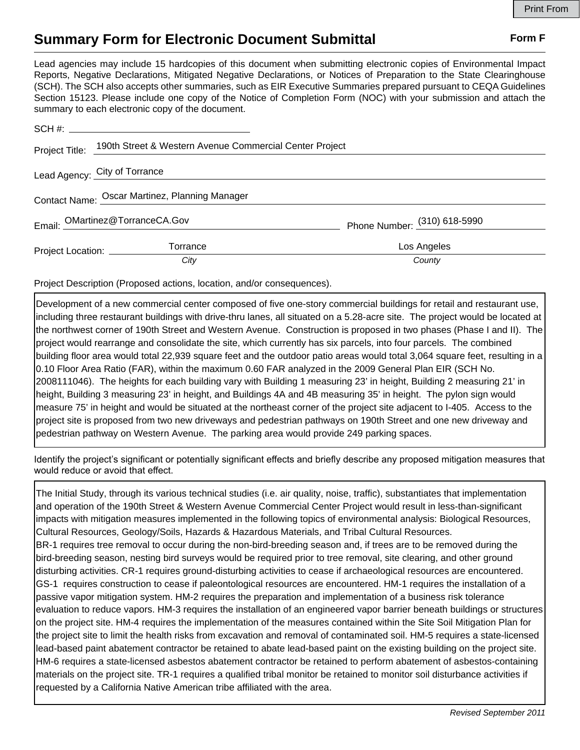# Summary Form for Electronic Document Submittal

**Form F**

Lead agencies may include 15 hardcopies of this document when submitting electronic copies of Environmental Impact Reports, Negative Declarations, Mitigated Negative Declarations, or Notices of Preparation to the State Clearinghouse (SCH). The SCH also accepts other summaries, such as EIR Executive Summaries prepared pursuant to CEQA Guidelines Section 15123. Please include one copy of the Notice of Completion Form (NOC) with your submission and attach the summary to each electronic copy of the document.

SCH #: 

Project Title: 190th Street & Western Avenue Commercial Center Project

Lead Agency: City of Torrance

Contact Name: Oscar Martinez, Planning Manager

Email: OMartinez@TorranceCA.Gov  Phone Number: (310) 618-5990

Project Location: Torrance (*City*)  Los Angeles (*County*)

Project Description (Proposed actions, location, and/or consequences).

Development of a new commercial center composed of five one-story commercial buildings for retail and restaurant use, including three restaurant buildings with drive-thru lanes, all situated on a 5.28-acre site. The project would be located at the northwest corner of 190th Street and Western Avenue. Construction is proposed in two phases (Phase I and II). The project would rearrange and consolidate the site, which currently has six parcels, into four parcels. The combined building floor area would total 22,939 square feet and the outdoor patio areas would total 3,064 square feet, resulting in a 0.10 Floor Area Ratio (FAR), within the maximum 0.60 FAR analyzed in the 2009 General Plan EIR (SCH No. 2008111046). The heights for each building vary with Building 1 measuring 23' in height, Building 2 measuring 21' in height, Building 3 measuring 23' in height, and Buildings 4A and 4B measuring 35' in height. The pylon sign would measure 75' in height and would be situated at the northeast corner of the project site adjacent to I-405. Access to the project site is proposed from two new driveways and pedestrian pathways on 190th Street and one new driveway and pedestrian pathway on Western Avenue. The parking area would provide 249 parking spaces.

Identify the project's significant or potentially significant effects and briefly describe any proposed mitigation measures that would reduce or avoid that effect.

The Initial Study, through its various technical studies (i.e. air quality, noise, traffic), substantiates that implementation and operation of the 190th Street & Western Avenue Commercial Center Project would result in less-than-significant impacts with mitigation measures implemented in the following topics of environmental analysis: Biological Resources, Cultural Resources, Geology/Soils, Hazards & Hazardous Materials, and Tribal Cultural Resources.
BR-1 requires tree removal to occur during the non-bird-breeding season and, if trees are to be removed during the bird-breeding season, nesting bird surveys would be required prior to tree removal, site clearing, and other ground disturbing activities. CR-1 requires ground-disturbing activities to cease if archaeological resources are encountered. GS-1 requires construction to cease if paleontological resources are encountered. HM-1 requires the installation of a passive vapor mitigation system. HM-2 requires the preparation and implementation of a business risk tolerance evaluation to reduce vapors. HM-3 requires the installation of an engineered vapor barrier beneath buildings or structures on the project site. HM-4 requires the implementation of the measures contained within the Site Soil Mitigation Plan for the project site to limit the health risks from excavation and removal of contaminated soil. HM-5 requires a state-licensed lead-based paint abatement contractor be retained to abate lead-based paint on the existing building on the project site. HM-6 requires a state-licensed asbestos abatement contractor be retained to perform abatement of asbestos-containing materials on the project site. TR-1 requires a qualified tribal monitor be retained to monitor soil disturbance activities if requested by a California Native American tribe affiliated with the area.

*Revised September 2011*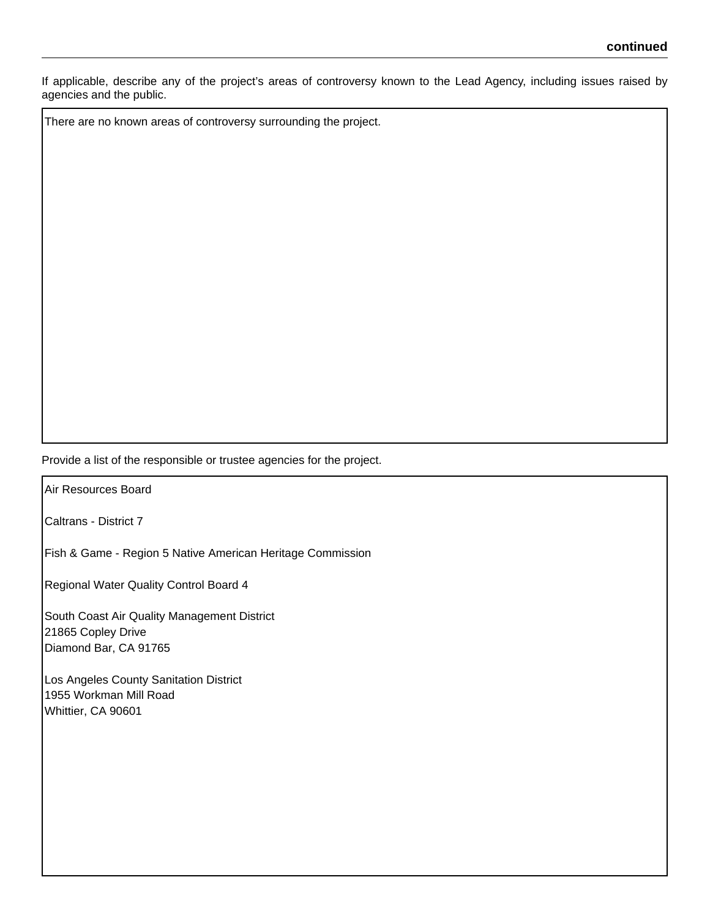**continued**

If applicable, describe any of the project's areas of controversy known to the Lead Agency, including issues raised by agencies and the public.

There are no known areas of controversy surrounding the project.

Provide a list of the responsible or trustee agencies for the project.

Air Resources Board

Caltrans - District 7

Fish & Game - Region 5 Native American Heritage Commission

Regional Water Quality Control Board 4

South Coast Air Quality Management District
21865 Copley Drive
Diamond Bar, CA 91765

Los Angeles County Sanitation District
1955 Workman Mill Road
Whittier, CA 90601